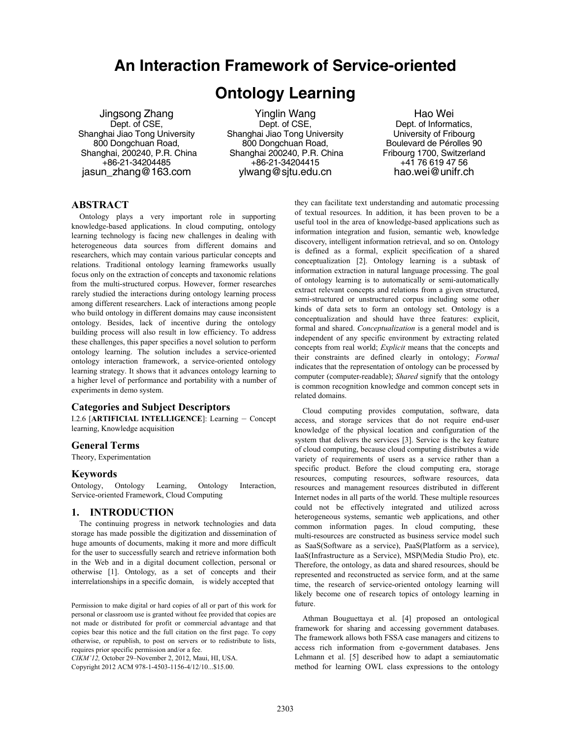# An Interaction Framework of Service-oriented Ontology Learning

Jingsong Zhang
Dept. of CSE,
Shanghai Jiao Tong University
800 Dongchuan Road,
Shanghai, 200240, P.R. China
+86-21-34204485
jasun_zhang@163.com

Yinglin Wang
Dept. of CSE,
Shanghai Jiao Tong University
800 Dongchuan Road,
Shanghai 200240, P.R. China
+86-21-34204415
ylwang@sjtu.edu.cn

Hao Wei
Dept. of Informatics,
University of Fribourg
Boulevard de Pérolles 90
Fribourg 1700, Switzerland
+41 76 619 47 56
hao.wei@unifr.ch

## ABSTRACT

Ontology plays a very important role in supporting knowledge-based applications. In cloud computing, ontology learning technology is facing new challenges in dealing with heterogeneous data sources from different domains and researchers, which may contain various particular concepts and relations. Traditional ontology learning frameworks usually focus only on the extraction of concepts and taxonomic relations from the multi-structured corpus. However, former researches rarely studied the interactions during ontology learning process among different researchers. Lack of interactions among people who build ontology in different domains may cause inconsistent ontology. Besides, lack of incentive during the ontology building process will also result in low efficiency. To address these challenges, this paper specifies a novel solution to perform ontology learning. The solution includes a service-oriented ontology interaction framework, a service-oriented ontology learning strategy. It shows that it advances ontology learning to a higher level of performance and portability with a number of experiments in demo system.

### Categories and Subject Descriptors

I.2.6 [**ARTIFICIAL INTELLIGENCE**]: Learning − Concept learning, Knowledge acquisition

### General Terms

Theory, Experimentation

### Keywords

Ontology, Ontology Learning, Ontology Interaction, Service-oriented Framework, Cloud Computing

## 1. INTRODUCTION

The continuing progress in network technologies and data storage has made possible the digitization and dissemination of huge amounts of documents, making it more and more difficult for the user to successfully search and retrieve information both in the Web and in a digital document collection, personal or otherwise [1]. Ontology, as a set of concepts and their interrelationships in a specific domain, is widely accepted that they can facilitate text understanding and automatic processing of textual resources. In addition, it has been proven to be a useful tool in the area of knowledge-based applications such as information integration and fusion, semantic web, knowledge discovery, intelligent information retrieval, and so on. Ontology is defined as a formal, explicit specification of a shared conceptualization [2]. Ontology learning is a subtask of information extraction in natural language processing. The goal of ontology learning is to automatically or semi-automatically extract relevant concepts and relations from a given structured, semi-structured or unstructured corpus including some other kinds of data sets to form an ontology set. Ontology is a conceptualization and should have three features: explicit, formal and shared. *Conceptualization* is a general model and is independent of any specific environment by extracting related concepts from real world; *Explicit* means that the concepts and their constraints are defined clearly in ontology; *Formal* indicates that the representation of ontology can be processed by computer (computer-readable); *Shared* signify that the ontology is common recognition knowledge and common concept sets in related domains.

Cloud computing provides computation, software, data access, and storage services that do not require end-user knowledge of the physical location and configuration of the system that delivers the services [3]. Service is the key feature of cloud computing, because cloud computing distributes a wide variety of requirements of users as a service rather than a specific product. Before the cloud computing era, storage resources, computing resources, software resources, data resources and management resources distributed in different Internet nodes in all parts of the world. These multiple resources could not be effectively integrated and utilized across heterogeneous systems, semantic web applications, and other common information pages. In cloud computing, these multi-resources are constructed as business service model such as SaaS(Software as a service), PaaS(Platform as a service), IaaS(Infrastructure as a Service), MSP(Media Studio Pro), etc. Therefore, the ontology, as data and shared resources, should be represented and reconstructed as service form, and at the same time, the research of service-oriented ontology learning will likely become one of research topics of ontology learning in future.

Athman Bouguettaya et al. [4] proposed an ontological framework for sharing and accessing government databases. The framework allows both FSSA case managers and citizens to access rich information from e-government databases. Jens Lehmann et al. [5] described how to adapt a semiautomatic method for learning OWL class expressions to the ontology

Permission to make digital or hard copies of all or part of this work for personal or classroom use is granted without fee provided that copies are not made or distributed for profit or commercial advantage and that copies bear this notice and the full citation on the first page. To copy otherwise, or republish, to post on servers or to redistribute to lists, requires prior specific permission and/or a fee.
*CIKM'12,* October 29–November 2, 2012, Maui, HI, USA.
Copyright 2012 ACM 978-1-4503-1156-4/12/10...$15.00.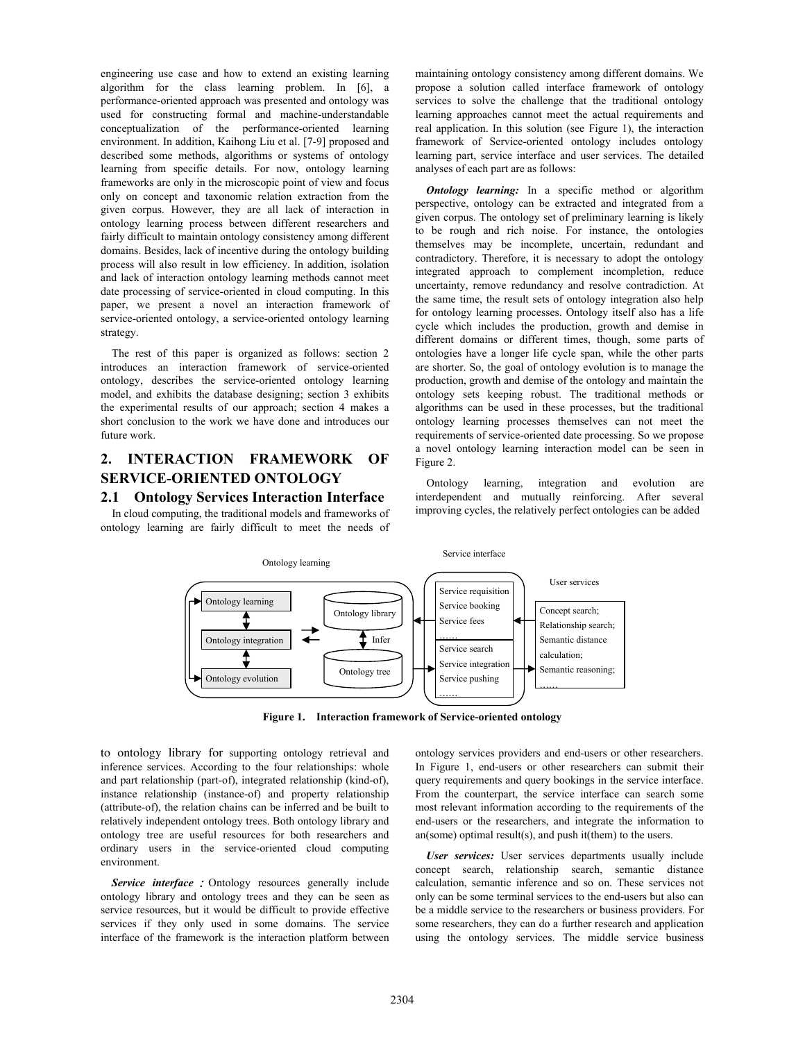engineering use case and how to extend an existing learning algorithm for the class learning problem. In [6], a performance-oriented approach was presented and ontology was used for constructing formal and machine-understandable conceptualization of the performance-oriented learning environment. In addition, Kaihong Liu et al. [7-9] proposed and described some methods, algorithms or systems of ontology learning from specific details. For now, ontology learning frameworks are only in the microscopic point of view and focus only on concept and taxonomic relation extraction from the given corpus. However, they are all lack of interaction in ontology learning process between different researchers and fairly difficult to maintain ontology consistency among different domains. Besides, lack of incentive during the ontology building process will also result in low efficiency. In addition, isolation and lack of interaction ontology learning methods cannot meet date processing of service-oriented in cloud computing. In this paper, we present a novel an interaction framework of service-oriented ontology, a service-oriented ontology learning strategy.

The rest of this paper is organized as follows: section 2 introduces an interaction framework of service-oriented ontology, describes the service-oriented ontology learning model, and exhibits the database designing; section 3 exhibits the experimental results of our approach; section 4 makes a short conclusion to the work we have done and introduces our future work.

## 2. INTERACTION FRAMEWORK OF SERVICE-ORIENTED ONTOLOGY

### 2.1 Ontology Services Interaction Interface

In cloud computing, the traditional models and frameworks of ontology learning are fairly difficult to meet the needs of maintaining ontology consistency among different domains. We propose a solution called interface framework of ontology services to solve the challenge that the traditional ontology learning approaches cannot meet the actual requirements and real application. In this solution (see Figure 1), the interaction framework of Service-oriented ontology includes ontology learning part, service interface and user services. The detailed analyses of each part are as follows:

***Ontology learning:*** In a specific method or algorithm perspective, ontology can be extracted and integrated from a given corpus. The ontology set of preliminary learning is likely to be rough and rich noise. For instance, the ontologies themselves may be incomplete, uncertain, redundant and contradictory. Therefore, it is necessary to adopt the ontology integrated approach to complement incompletion, reduce uncertainty, remove redundancy and resolve contradiction. At the same time, the result sets of ontology integration also help for ontology learning processes. Ontology itself also has a life cycle which includes the production, growth and demise in different domains or different times, though, some parts of ontologies have a longer life cycle span, while the other parts are shorter. So, the goal of ontology evolution is to manage the production, growth and demise of the ontology and maintain the ontology sets keeping robust. The traditional methods or algorithms can be used in these processes, but the traditional ontology learning processes themselves can not meet the requirements of service-oriented date processing. So we propose a novel ontology learning interaction model can be seen in Figure 2.

Ontology learning, integration and evolution are interdependent and mutually reinforcing. After several improving cycles, the relatively perfect ontologies can be added

Ontology learning | Service interface | User services

Ontology learning; Ontology integration; Ontology evolution; Ontology library; Infer; Ontology tree

Service requisition; Service booking; Service fees; ……; Service search; Service integration; Service pushing; ……

Concept search; Relationship search; Semantic distance calculation; Semantic reasoning; ……

**Figure 1. Interaction framework of Service-oriented ontology**

to ontology library for supporting ontology retrieval and inference services. According to the four relationships: whole and part relationship (part-of), integrated relationship (kind-of), instance relationship (instance-of) and property relationship (attribute-of), the relation chains can be inferred and be built to relatively independent ontology trees. Both ontology library and ontology tree are useful resources for both researchers and ordinary users in the service-oriented cloud computing environment.

***Service interface*：**Ontology resources generally include ontology library and ontology trees and they can be seen as service resources, but it would be difficult to provide effective services if they only used in some domains. The service interface of the framework is the interaction platform between ontology services providers and end-users or other researchers. In Figure 1, end-users or other researchers can submit their query requirements and query bookings in the service interface. From the counterpart, the service interface can search some most relevant information according to the requirements of the end-users or the researchers, and integrate the information to an(some) optimal result(s), and push it(them) to the users.

***User services:*** User services departments usually include concept search, relationship search, semantic distance calculation, semantic inference and so on. These services not only can be some terminal services to the end-users but also can be a middle service to the researchers or business providers. For some researchers, they can do a further research and application using the ontology services. The middle service business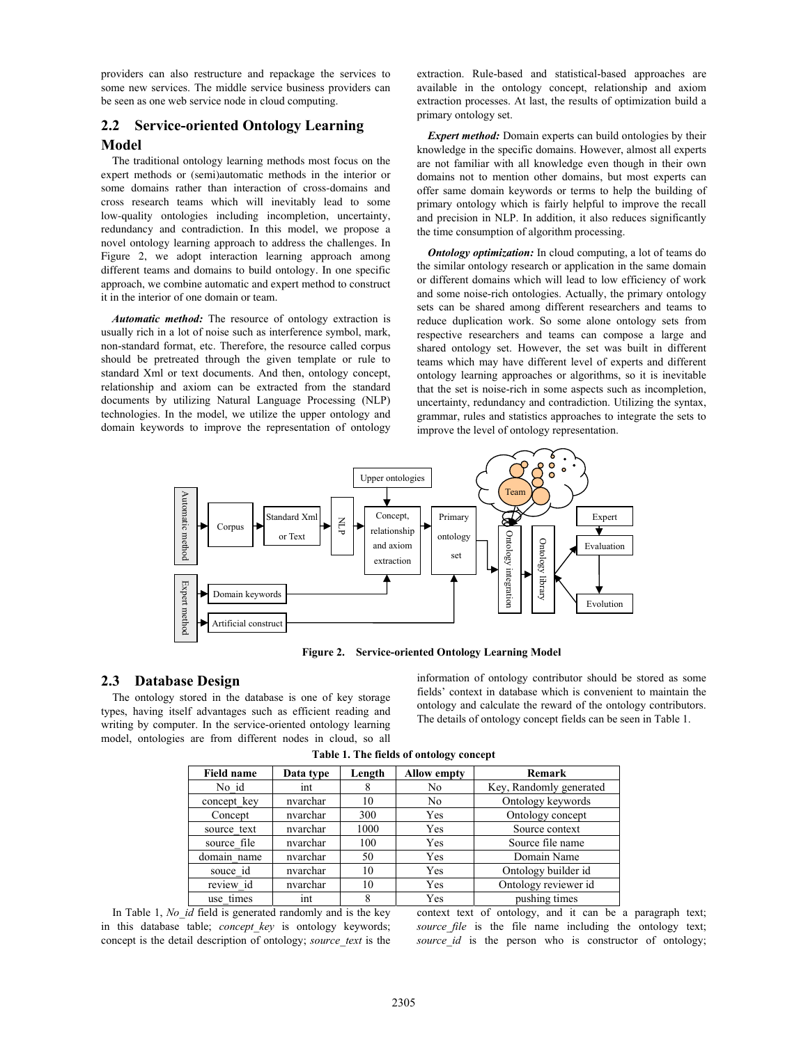providers can also restructure and repackage the services to some new services. The middle service business providers can be seen as one web service node in cloud computing.

## 2.2 Service-oriented Ontology Learning Model

The traditional ontology learning methods most focus on the expert methods or (semi)automatic methods in the interior or some domains rather than interaction of cross-domains and cross research teams which will inevitably lead to some low-quality ontologies including incompletion, uncertainty, redundancy and contradiction. In this model, we propose a novel ontology learning approach to address the challenges. In Figure 2, we adopt interaction learning approach among different teams and domains to build ontology. In one specific approach, we combine automatic and expert method to construct it in the interior of one domain or team.

***Automatic method:*** The resource of ontology extraction is usually rich in a lot of noise such as interference symbol, mark, non-standard format, etc. Therefore, the resource called corpus should be pretreated through the given template or rule to standard Xml or text documents. And then, ontology concept, relationship and axiom can be extracted from the standard documents by utilizing Natural Language Processing (NLP) technologies. In the model, we utilize the upper ontology and domain keywords to improve the representation of ontology extraction. Rule-based and statistical-based approaches are available in the ontology concept, relationship and axiom extraction processes. At last, the results of optimization build a primary ontology set.

***Expert method:*** Domain experts can build ontologies by their knowledge in the specific domains. However, almost all experts are not familiar with all knowledge even though in their own domains not to mention other domains, but most experts can offer same domain keywords or terms to help the building of primary ontology which is fairly helpful to improve the recall and precision in NLP. In addition, it also reduces significantly the time consumption of algorithm processing.

***Ontology optimization:*** In cloud computing, a lot of teams do the similar ontology research or application in the same domain or different domains which will lead to low efficiency of work and some noise-rich ontologies. Actually, the primary ontology sets can be shared among different researchers and teams to reduce duplication work. So some alone ontology sets from respective researchers and teams can compose a large and shared ontology set. However, the set was built in different teams which may have different level of experts and different ontology learning approaches or algorithms, so it is inevitable that the set is noise-rich in some aspects such as incompletion, uncertainty, redundancy and contradiction. Utilizing the syntax, grammar, rules and statistics approaches to integrate the sets to improve the level of ontology representation.

Automatic method
Corpus
Standard Xml or Text
NLP
Upper ontologies
Concept, relationship and axiom extraction
Primary ontology set
Team
Ontology integration
Ontology library
Expert
Evaluation
Evolution
Expert method
Domain keywords
Artificial construct

**Figure 2. Service-oriented Ontology Learning Model**

## 2.3 Database Design

The ontology stored in the database is one of key storage types, having itself advantages such as efficient reading and writing by computer. In the service-oriented ontology learning model, ontologies are from different nodes in cloud, so all information of ontology contributor should be stored as some fields' context in database which is convenient to maintain the ontology and calculate the reward of the ontology contributors. The details of ontology concept fields can be seen in Table 1.

**Table 1. The fields of ontology concept**

| Field name | Data type | Length | Allow empty | Remark |
|---|---|---|---|---|
| No_id | int | 8 | No | Key, Randomly generated |
| concept_key | nvarchar | 10 | No | Ontology keywords |
| Concept | nvarchar | 300 | Yes | Ontology concept |
| source_text | nvarchar | 1000 | Yes | Source context |
| source_file | nvarchar | 100 | Yes | Source file name |
| domain_name | nvarchar | 50 | Yes | Domain Name |
| souce_id | nvarchar | 10 | Yes | Ontology builder id |
| review_id | nvarchar | 10 | Yes | Ontology reviewer id |
| use_times | int | 8 | Yes | pushing times |

In Table 1, *No_id* field is generated randomly and is the key in this database table; *concept_key* is ontology keywords; concept is the detail description of ontology; *source_text* is the context text of ontology, and it can be a paragraph text; *source_file* is the file name including the ontology text; *source_id* is the person who is constructor of ontology;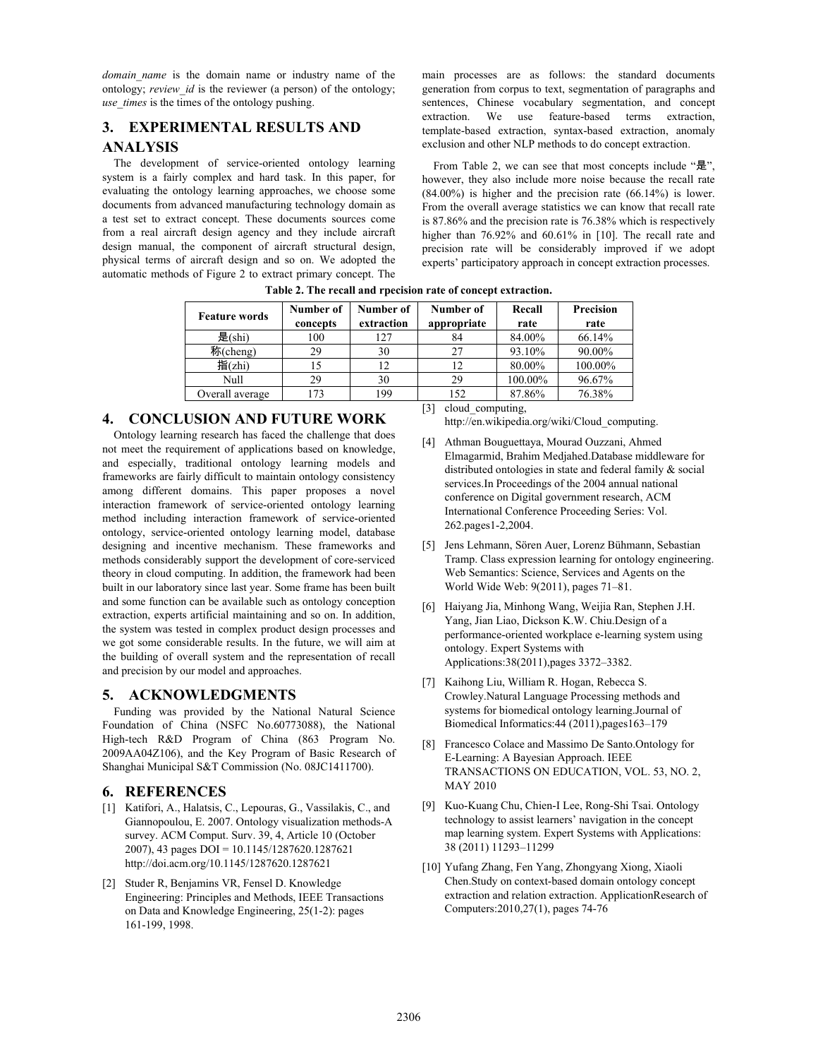*domain_name* is the domain name or industry name of the ontology; *review_id* is the reviewer (a person) of the ontology; *use_times* is the times of the ontology pushing.

## 3. EXPERIMENTAL RESULTS AND ANALYSIS

The development of service-oriented ontology learning system is a fairly complex and hard task. In this paper, for evaluating the ontology learning approaches, we choose some documents from advanced manufacturing technology domain as a test set to extract concept. These documents sources come from a real aircraft design agency and they include aircraft design manual, the component of aircraft structural design, physical terms of aircraft design and so on. We adopted the automatic methods of Figure 2 to extract primary concept. The main processes are as follows: the standard documents generation from corpus to text, segmentation of paragraphs and sentences, Chinese vocabulary segmentation, and concept extraction. We use feature-based terms extraction, template-based extraction, syntax-based extraction, anomaly exclusion and other NLP methods to do concept extraction.

From Table 2, we can see that most concepts include "是", however, they also include more noise because the recall rate (84.00%) is higher and the precision rate (66.14%) is lower. From the overall average statistics we can know that recall rate is 87.86% and the precision rate is 76.38% which is respectively higher than 76.92% and 60.61% in [10]. The recall rate and precision rate will be considerably improved if we adopt experts' participatory approach in concept extraction processes.

**Table 2. The recall and rpecision rate of concept extraction.**

| Feature words | Number of concepts | Number of extraction | Number of appropriate | Recall rate | Precision rate |
|---|---|---|---|---|---|
| 是(shi) | 100 | 127 | 84 | 84.00% | 66.14% |
| 称(cheng) | 29 | 30 | 27 | 93.10% | 90.00% |
| 指(zhi) | 15 | 12 | 12 | 80.00% | 100.00% |
| Null | 29 | 30 | 29 | 100.00% | 96.67% |
| Overall average | 173 | 199 | 152 | 87.86% | 76.38% |

## 4. CONCLUSION AND FUTURE WORK

Ontology learning research has faced the challenge that does not meet the requirement of applications based on knowledge, and especially, traditional ontology learning models and frameworks are fairly difficult to maintain ontology consistency among different domains. This paper proposes a novel interaction framework of service-oriented ontology learning method including interaction framework of service-oriented ontology, service-oriented ontology learning model, database designing and incentive mechanism. These frameworks and methods considerably support the development of core-serviced theory in cloud computing. In addition, the framework had been built in our laboratory since last year. Some frame has been built and some function can be available such as ontology conception extraction, experts artificial maintaining and so on. In addition, the system was tested in complex product design processes and we got some considerable results. In the future, we will aim at the building of overall system and the representation of recall and precision by our model and approaches.

## 5. ACKNOWLEDGMENTS

Funding was provided by the National Natural Science Foundation of China (NSFC No.60773088), the National High-tech R&D Program of China (863 Program No. 2009AA04Z106), and the Key Program of Basic Research of Shanghai Municipal S&T Commission (No. 08JC1411700).

## 6. REFERENCES

[1] Katifori, A., Halatsis, C., Lepouras, G., Vassilakis, C., and Giannopoulou, E. 2007. Ontology visualization methods-A survey. ACM Comput. Surv. 39, 4, Article 10 (October 2007), 43 pages DOI = 10.1145/1287620.1287621 http://doi.acm.org/10.1145/1287620.1287621

[2] Studer R, Benjamins VR, Fensel D. Knowledge Engineering: Principles and Methods, IEEE Transactions on Data and Knowledge Engineering, 25(1-2): pages 161-199, 1998.

[3] cloud_computing, http://en.wikipedia.org/wiki/Cloud_computing.

[4] Athman Bouguettaya, Mourad Ouzzani, Ahmed Elmagarmid, Brahim Medjahed.Database middleware for distributed ontologies in state and federal family & social services.In Proceedings of the 2004 annual national conference on Digital government research, ACM International Conference Proceeding Series: Vol. 262.pages1-2,2004.

[5] Jens Lehmann, Sören Auer, Lorenz Bühmann, Sebastian Tramp. Class expression learning for ontology engineering. Web Semantics: Science, Services and Agents on the World Wide Web: 9(2011), pages 71–81.

[6] Haiyang Jia, Minhong Wang, Weijia Ran, Stephen J.H. Yang, Jian Liao, Dickson K.W. Chiu.Design of a performance-oriented workplace e-learning system using ontology. Expert Systems with Applications:38(2011),pages 3372–3382.

[7] Kaihong Liu, William R. Hogan, Rebecca S. Crowley.Natural Language Processing methods and systems for biomedical ontology learning.Journal of Biomedical Informatics:44 (2011),pages163–179

[8] Francesco Colace and Massimo De Santo.Ontology for E-Learning: A Bayesian Approach. IEEE TRANSACTIONS ON EDUCATION, VOL. 53, NO. 2, MAY 2010

[9] Kuo-Kuang Chu, Chien-I Lee, Rong-Shi Tsai. Ontology technology to assist learners' navigation in the concept map learning system. Expert Systems with Applications: 38 (2011) 11293–11299

[10] Yufang Zhang, Fen Yang, Zhongyang Xiong, Xiaoli Chen.Study on context-based domain ontology concept extraction and relation extraction. ApplicationResearch of Computers:2010,27(1), pages 74-76